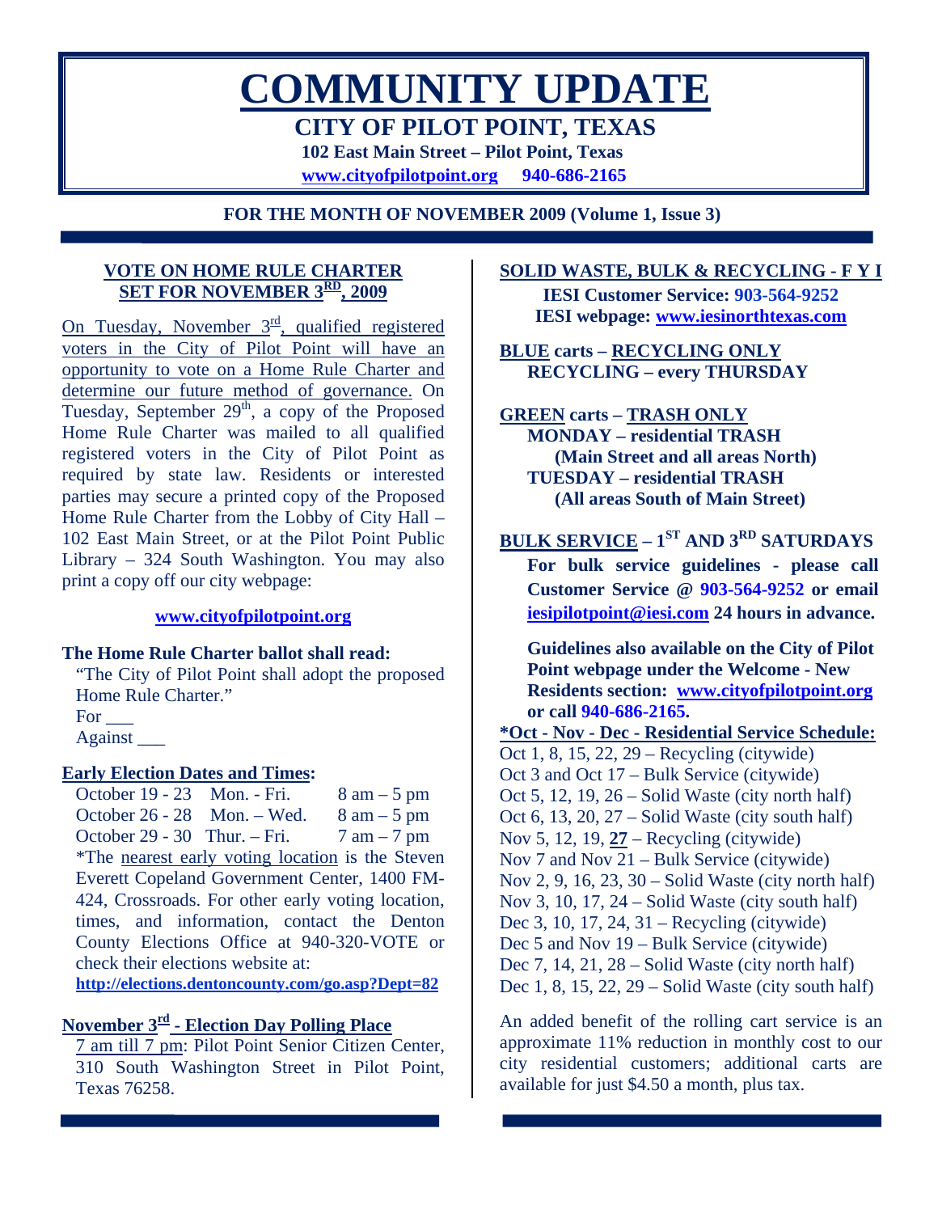# COMMUNITY UPDATE

## CITY OF PILOT POINT, TEXAS

**102 East Main Street – Pilot Point, Texas**

**www.cityofpilotpoint.org 940-686-2165**

**FOR THE MONTH OF NOVEMBER 2009 (Volume 1, Issue 3)**

### VOTE ON HOME RULE CHARTER SET FOR NOVEMBER 3RD, 2009

On Tuesday, November 3rd, qualified registered voters in the City of Pilot Point will have an opportunity to vote on a Home Rule Charter and determine our future method of governance. On Tuesday, September 29th, a copy of the Proposed Home Rule Charter was mailed to all qualified registered voters in the City of Pilot Point as required by state law. Residents or interested parties may secure a printed copy of the Proposed Home Rule Charter from the Lobby of City Hall – 102 East Main Street, or at the Pilot Point Public Library – 324 South Washington. You may also print a copy off our city webpage:

**www.cityofpilotpoint.org**

**The Home Rule Charter ballot shall read:**

"The City of Pilot Point shall adopt the proposed Home Rule Charter."

For ___

Against ___

**Early Election Dates and Times:**

| | | |
|---|---|---|
| October 19 - 23 | Mon. - Fri. | 8 am – 5 pm |
| October 26 - 28 | Mon. – Wed. | 8 am – 5 pm |
| October 29 - 30 | Thur. – Fri. | 7 am – 7 pm |

*The nearest early voting location is the Steven Everett Copeland Government Center, 1400 FM-424, Crossroads. For other early voting location, times, and information, contact the Denton County Elections Office at 940-320-VOTE or check their elections website at:

**http://elections.dentoncounty.com/go.asp?Dept=82**

**November 3rd - Election Day Polling Place**

7 am till 7 pm: Pilot Point Senior Citizen Center, 310 South Washington Street in Pilot Point, Texas 76258.

### SOLID WASTE, BULK & RECYCLING - F Y I

**IESI Customer Service: 903-564-9252**

**IESI webpage: www.iesinorthtexas.com**

**BLUE carts – RECYCLING ONLY**
**RECYCLING – every THURSDAY**

**GREEN carts – TRASH ONLY**
**MONDAY – residential TRASH (Main Street and all areas North)**
**TUESDAY – residential TRASH (All areas South of Main Street)**

**BULK SERVICE – 1ST AND 3RD SATURDAYS**

**For bulk service guidelines - please call Customer Service @ 903-564-9252 or email iesipilotpoint@iesi.com 24 hours in advance.**

**Guidelines also available on the City of Pilot Point webpage under the Welcome - New Residents section: www.cityofpilotpoint.org or call 940-686-2165.**

**\*Oct - Nov - Dec - Residential Service Schedule:**

Oct 1, 8, 15, 22, 29 – Recycling (citywide)
Oct 3 and Oct 17 – Bulk Service (citywide)
Oct 5, 12, 19, 26 – Solid Waste (city north half)
Oct 6, 13, 20, 27 – Solid Waste (city south half)
Nov 5, 12, 19, **27** – Recycling (citywide)
Nov 7 and Nov 21 – Bulk Service (citywide)
Nov 2, 9, 16, 23, 30 – Solid Waste (city north half)
Nov 3, 10, 17, 24 – Solid Waste (city south half)
Dec 3, 10, 17, 24, 31 – Recycling (citywide)
Dec 5 and Nov 19 – Bulk Service (citywide)
Dec 7, 14, 21, 28 – Solid Waste (city north half)
Dec 1, 8, 15, 22, 29 – Solid Waste (city south half)

An added benefit of the rolling cart service is an approximate 11% reduction in monthly cost to our city residential customers; additional carts are available for just $4.50 a month, plus tax.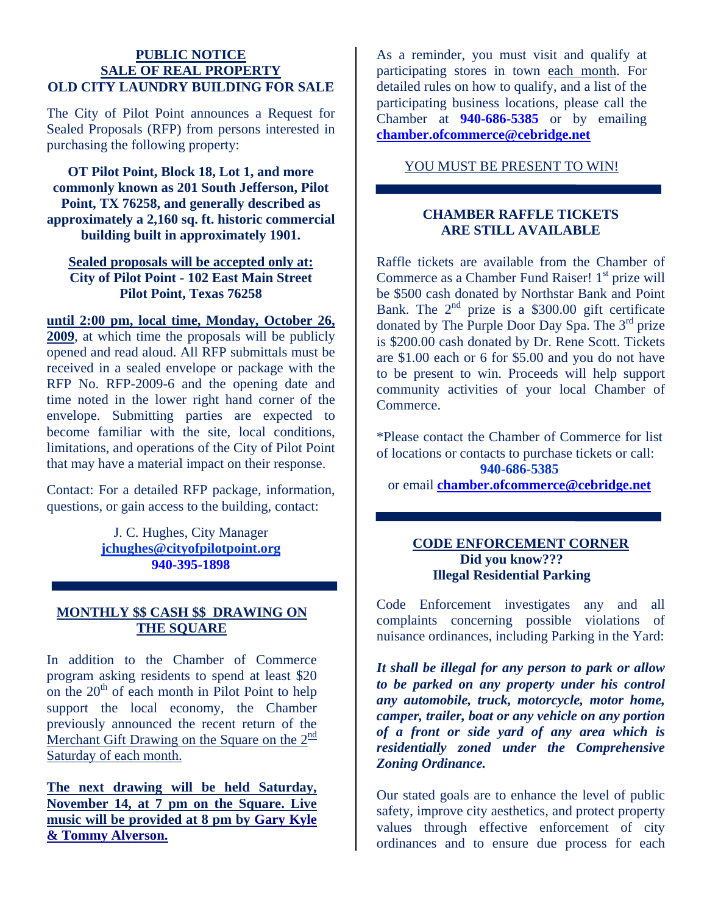**PUBLIC NOTICE**
**SALE OF REAL PROPERTY**
**OLD CITY LAUNDRY BUILDING FOR SALE**

The City of Pilot Point announces a Request for Sealed Proposals (RFP) from persons interested in purchasing the following property:

**OT Pilot Point, Block 18, Lot 1, and more commonly known as 201 South Jefferson, Pilot Point, TX 76258, and generally described as approximately a 2,160 sq. ft. historic commercial building built in approximately 1901.**

**Sealed proposals will be accepted only at:**
**City of Pilot Point - 102 East Main Street**
**Pilot Point, Texas 76258**

**until 2:00 pm, local time, Monday, October 26, 2009**, at which time the proposals will be publicly opened and read aloud. All RFP submittals must be received in a sealed envelope or package with the RFP No. RFP-2009-6 and the opening date and time noted in the lower right hand corner of the envelope. Submitting parties are expected to become familiar with the site, local conditions, limitations, and operations of the City of Pilot Point that may have a material impact on their response.

Contact: For a detailed RFP package, information, questions, or gain access to the building, contact:

J. C. Hughes, City Manager
**jchughes@cityofpilotpoint.org**
**940-395-1898**

---

**MONTHLY $$ CASH $$ DRAWING ON THE SQUARE**

In addition to the Chamber of Commerce program asking residents to spend at least $20 on the 20th of each month in Pilot Point to help support the local economy, the Chamber previously announced the recent return of the Merchant Gift Drawing on the Square on the 2nd Saturday of each month.

**The next drawing will be held Saturday, November 14, at 7 pm on the Square. Live music will be provided at 8 pm by Gary Kyle & Tommy Alverson.**

As a reminder, you must visit and qualify at participating stores in town each month. For detailed rules on how to qualify, and a list of the participating business locations, please call the Chamber at **940-686-5385** or by emailing **chamber.ofcommerce@cebridge.net**

YOU MUST BE PRESENT TO WIN!

---

**CHAMBER RAFFLE TICKETS ARE STILL AVAILABLE**

Raffle tickets are available from the Chamber of Commerce as a Chamber Fund Raiser! 1st prize will be $500 cash donated by Northstar Bank and Point Bank. The 2nd prize is a $300.00 gift certificate donated by The Purple Door Day Spa. The 3rd prize is $200.00 cash donated by Dr. Rene Scott. Tickets are $1.00 each or 6 for $5.00 and you do not have to be present to win. Proceeds will help support community activities of your local Chamber of Commerce.

*Please contact the Chamber of Commerce for list of locations or contacts to purchase tickets or call:
**940-686-5385**
or email **chamber.ofcommerce@cebridge.net**

---

**CODE ENFORCEMENT CORNER**
**Did you know???**
**Illegal Residential Parking**

Code Enforcement investigates any and all complaints concerning possible violations of nuisance ordinances, including Parking in the Yard:

***It shall be illegal for any person to park or allow to be parked on any property under his control any automobile, truck, motorcycle, motor home, camper, trailer, boat or any vehicle on any portion of a front or side yard of any area which is residentially zoned under the Comprehensive Zoning Ordinance.***

Our stated goals are to enhance the level of public safety, improve city aesthetics, and protect property values through effective enforcement of city ordinances and to ensure due process for each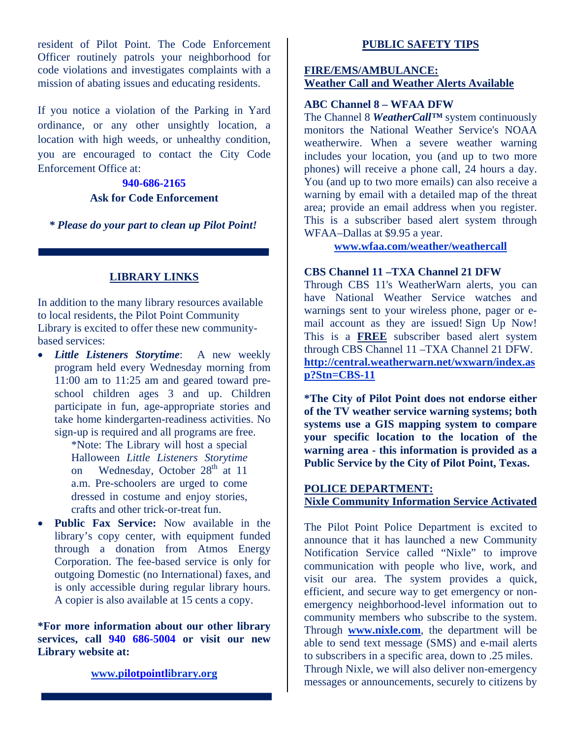resident of Pilot Point. The Code Enforcement Officer routinely patrols your neighborhood for code violations and investigates complaints with a mission of abating issues and educating residents.

If you notice a violation of the Parking in Yard ordinance, or any other unsightly location, a location with high weeds, or unhealthy condition, you are encouraged to contact the City Code Enforcement Office at:

**940-686-2165**
**Ask for Code Enforcement**

***\* Please do your part to clean up Pilot Point!***

---

## LIBRARY LINKS

In addition to the many library resources available to local residents, the Pilot Point Community Library is excited to offer these new community-based services:

- ***Little Listeners Storytime***: A new weekly program held every Wednesday morning from 11:00 am to 11:25 am and geared toward pre-school children ages 3 and up. Children participate in fun, age-appropriate stories and take home kindergarten-readiness activities. No sign-up is required and all programs are free.

  *Note: The Library will host a special Halloween *Little Listeners Storytime* on Wednesday, October 28th at 11 a.m. Pre-schoolers are urged to come dressed in costume and enjoy stories, crafts and other trick-or-treat fun.

- **Public Fax Service:** Now available in the library's copy center, with equipment funded through a donation from Atmos Energy Corporation. The fee-based service is only for outgoing Domestic (no International) faxes, and is only accessible during regular library hours. A copier is also available at 15 cents a copy.

**\*For more information about our other library services, call 940 686-5004 or visit our new Library website at:**

**www.pilotpointlibrary.org**

---

## PUBLIC SAFETY TIPS

### FIRE/EMS/AMBULANCE: Weather Call and Weather Alerts Available

**ABC Channel 8 – WFAA DFW**

The Channel 8 ***WeatherCall™*** system continuously monitors the National Weather Service's NOAA weatherwire. When a severe weather warning includes your location, you (and up to two more phones) will receive a phone call, 24 hours a day. You (and up to two more emails) can also receive a warning by email with a detailed map of the threat area; provide an email address when you register. This is a subscriber based alert system through WFAA–Dallas at $9.95 a year.

**www.wfaa.com/weather/weathercall**

**CBS Channel 11 –TXA Channel 21 DFW**

Through CBS 11's WeatherWarn alerts, you can have National Weather Service watches and warnings sent to your wireless phone, pager or e-mail account as they are issued! Sign Up Now! This is a **FREE** subscriber based alert system through CBS Channel 11 –TXA Channel 21 DFW.
**http://central.weatherwarn.net/wxwarn/index.asp?Stn=CBS-11**

**\*The City of Pilot Point does not endorse either of the TV weather service warning systems; both systems use a GIS mapping system to compare your specific location to the location of the warning area - this information is provided as a Public Service by the City of Pilot Point, Texas.**

### POLICE DEPARTMENT: Nixle Community Information Service Activated

The Pilot Point Police Department is excited to announce that it has launched a new Community Notification Service called "Nixle" to improve communication with people who live, work, and visit our area. The system provides a quick, efficient, and secure way to get emergency or non-emergency neighborhood-level information out to community members who subscribe to the system. Through **www.nixle.com**, the department will be able to send text message (SMS) and e-mail alerts to subscribers in a specific area, down to .25 miles. Through Nixle, we will also deliver non-emergency messages or announcements, securely to citizens by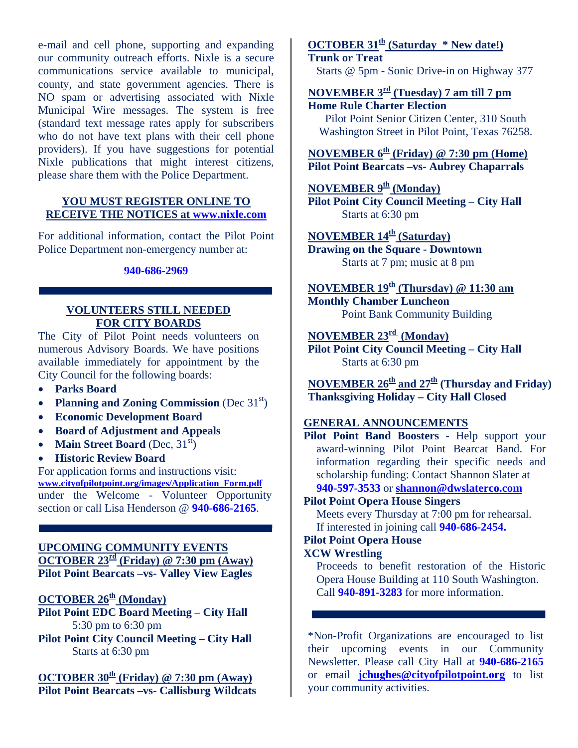e-mail and cell phone, supporting and expanding our community outreach efforts. Nixle is a secure communications service available to municipal, county, and state government agencies. There is NO spam or advertising associated with Nixle Municipal Wire messages. The system is free (standard text message rates apply for subscribers who do not have text plans with their cell phone providers). If you have suggestions for potential Nixle publications that might interest citizens, please share them with the Police Department.

**YOU MUST REGISTER ONLINE TO RECEIVE THE NOTICES at www.nixle.com**

For additional information, contact the Pilot Point Police Department non-emergency number at:

**940-686-2969**

---

## VOLUNTEERS STILL NEEDED FOR CITY BOARDS

The City of Pilot Point needs volunteers on numerous Advisory Boards. We have positions available immediately for appointment by the City Council for the following boards:

- **Parks Board**
- **Planning and Zoning Commission** (Dec 31st)
- **Economic Development Board**
- **Board of Adjustment and Appeals**
- **Main Street Board** (Dec, 31st)
- **Historic Review Board**

For application forms and instructions visit: www.cityofpilotpoint.org/images/Application_Form.pdf under the Welcome - Volunteer Opportunity section or call Lisa Henderson @ **940-686-2165**.

---

## UPCOMING COMMUNITY EVENTS

**OCTOBER 23rd (Friday) @ 7:30 pm (Away)**
**Pilot Point Bearcats –vs- Valley View Eagles**

**OCTOBER 26th (Monday)**
**Pilot Point EDC Board Meeting – City Hall**
5:30 pm to 6:30 pm
**Pilot Point City Council Meeting – City Hall**
Starts at 6:30 pm

**OCTOBER 30th (Friday) @ 7:30 pm (Away)**
**Pilot Point Bearcats –vs- Callisburg Wildcats**

**OCTOBER 31th (Saturday * New date!)**
**Trunk or Treat**
Starts @ 5pm - Sonic Drive-in on Highway 377

**NOVEMBER 3rd (Tuesday) 7 am till 7 pm**
**Home Rule Charter Election**
Pilot Point Senior Citizen Center, 310 South Washington Street in Pilot Point, Texas 76258.

**NOVEMBER 6th (Friday) @ 7:30 pm (Home)**
**Pilot Point Bearcats –vs- Aubrey Chaparrals**

**NOVEMBER 9th (Monday)**
**Pilot Point City Council Meeting – City Hall**
Starts at 6:30 pm

**NOVEMBER 14th (Saturday)**
**Drawing on the Square - Downtown**
Starts at 7 pm; music at 8 pm

**NOVEMBER 19th (Thursday) @ 11:30 am**
**Monthly Chamber Luncheon**
Point Bank Community Building

**NOVEMBER 23rd (Monday)**
**Pilot Point City Council Meeting – City Hall**
Starts at 6:30 pm

**NOVEMBER 26th and 27th (Thursday and Friday)**
**Thanksgiving Holiday – City Hall Closed**

## GENERAL ANNOUNCEMENTS

**Pilot Point Band Boosters -** Help support your award-winning Pilot Point Bearcat Band. For information regarding their specific needs and scholarship funding: Contact Shannon Slater at **940-597-3533** or **shannon@dwslaterco.com**

**Pilot Point Opera House Singers**
Meets every Thursday at 7:00 pm for rehearsal. If interested in joining call **940-686-2454.**

**Pilot Point Opera House**
**XCW Wrestling**
Proceeds to benefit restoration of the Historic Opera House Building at 110 South Washington. Call **940-891-3283** for more information.

---

*Non-Profit Organizations are encouraged to list their upcoming events in our Community Newsletter. Please call City Hall at **940-686-2165** or email **jchughes@cityofpilotpoint.org** to list your community activities.